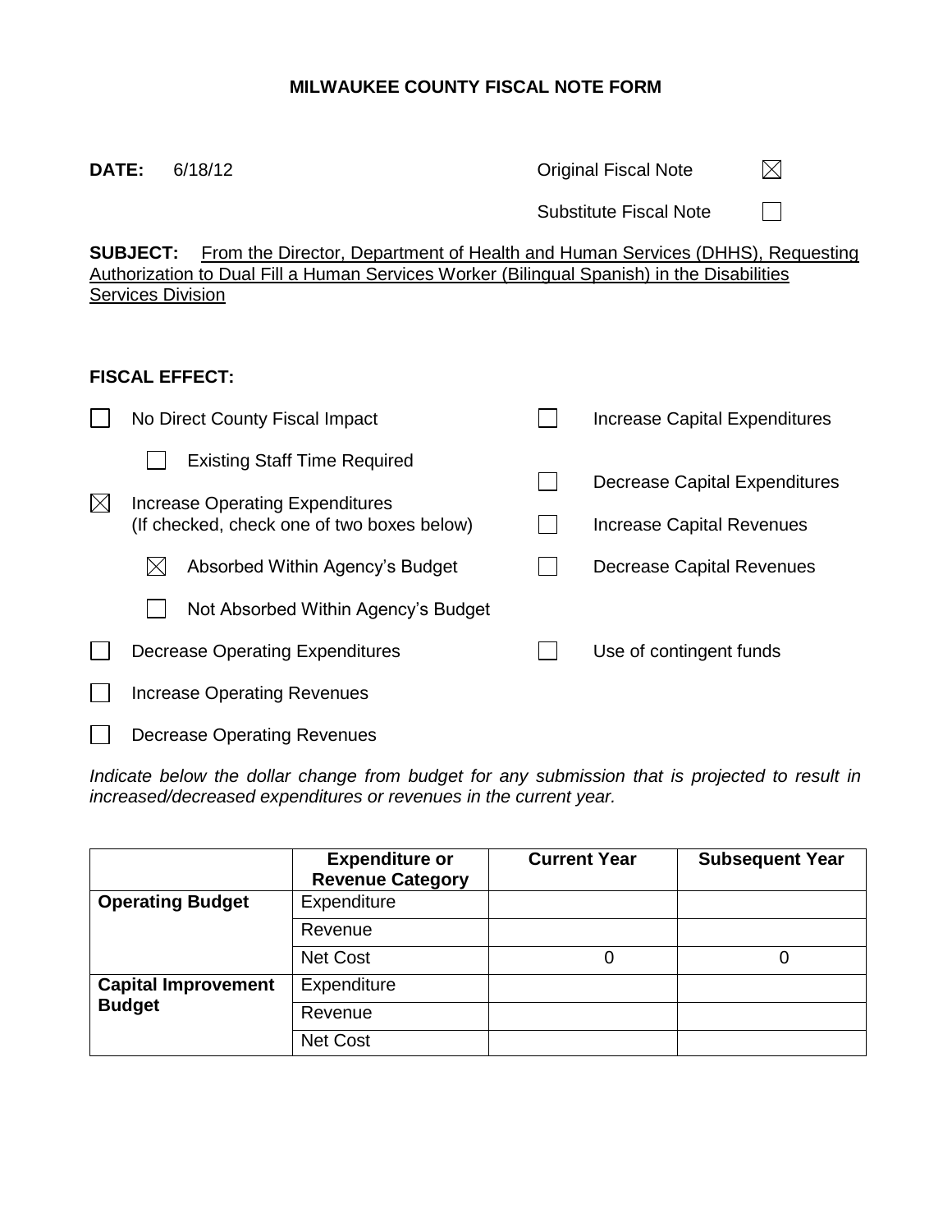# MILWAUKEE COUNTY FISCAL NOTE FORM

**DATE:** 6/18/12

Original Fiscal Note ☒

Substitute Fiscal Note ☐

**SUBJECT:** From the Director, Department of Health and Human Services (DHHS), Requesting Authorization to Dual Fill a Human Services Worker (Bilingual Spanish) in the Disabilities Services Division

**FISCAL EFFECT:**

- ☐ No Direct County Fiscal Impact
  - ☐ Existing Staff Time Required
- ☒ Increase Operating Expenditures (If checked, check one of two boxes below)
  - ☒ Absorbed Within Agency's Budget
  - ☐ Not Absorbed Within Agency's Budget
- ☐ Decrease Operating Expenditures
- ☐ Increase Operating Revenues
- ☐ Decrease Operating Revenues
- ☐ Increase Capital Expenditures
- ☐ Decrease Capital Expenditures
- ☐ Increase Capital Revenues
- ☐ Decrease Capital Revenues
- ☐ Use of contingent funds

*Indicate below the dollar change from budget for any submission that is projected to result in increased/decreased expenditures or revenues in the current year.*

| | Expenditure or Revenue Category | Current Year | Subsequent Year |
|---|---|---|---|
| **Operating Budget** | Expenditure | | |
| | Revenue | | |
| | Net Cost | 0 | 0 |
| **Capital Improvement Budget** | Expenditure | | |
| | Revenue | | |
| | Net Cost | | |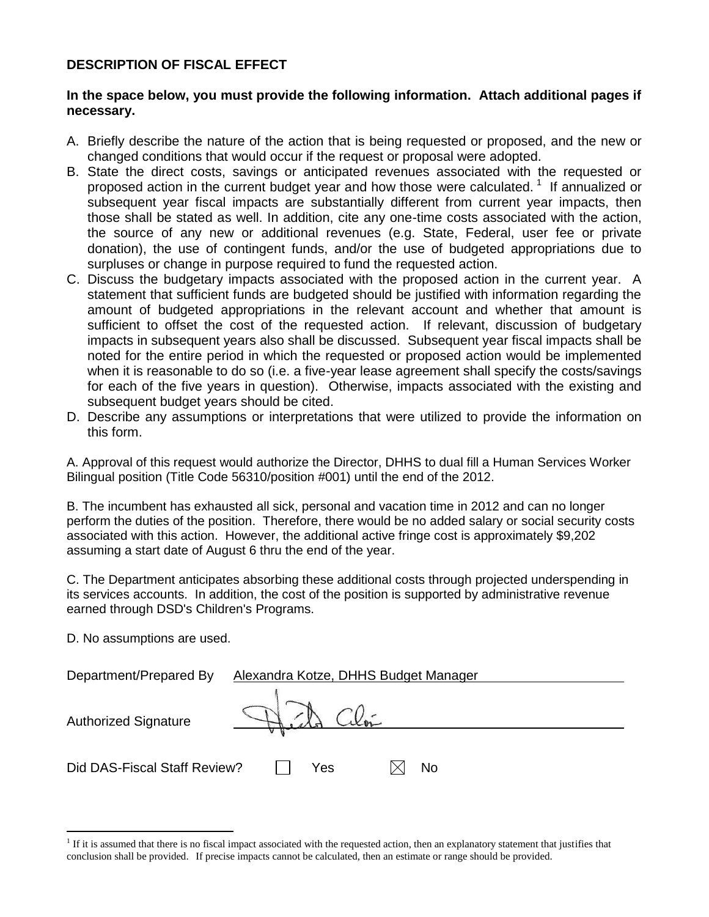## DESCRIPTION OF FISCAL EFFECT

**In the space below, you must provide the following information. Attach additional pages if necessary.**

A. Briefly describe the nature of the action that is being requested or proposed, and the new or changed conditions that would occur if the request or proposal were adopted.

B. State the direct costs, savings or anticipated revenues associated with the requested or proposed action in the current budget year and how those were calculated.[1] If annualized or subsequent year fiscal impacts are substantially different from current year impacts, then those shall be stated as well. In addition, cite any one-time costs associated with the action, the source of any new or additional revenues (e.g. State, Federal, user fee or private donation), the use of contingent funds, and/or the use of budgeted appropriations due to surpluses or change in purpose required to fund the requested action.

C. Discuss the budgetary impacts associated with the proposed action in the current year. A statement that sufficient funds are budgeted should be justified with information regarding the amount of budgeted appropriations in the relevant account and whether that amount is sufficient to offset the cost of the requested action. If relevant, discussion of budgetary impacts in subsequent years also shall be discussed. Subsequent year fiscal impacts shall be noted for the entire period in which the requested or proposed action would be implemented when it is reasonable to do so (i.e. a five-year lease agreement shall specify the costs/savings for each of the five years in question). Otherwise, impacts associated with the existing and subsequent budget years should be cited.

D. Describe any assumptions or interpretations that were utilized to provide the information on this form.

A. Approval of this request would authorize the Director, DHHS to dual fill a Human Services Worker Bilingual position (Title Code 56310/position #001) until the end of the 2012.

B. The incumbent has exhausted all sick, personal and vacation time in 2012 and can no longer perform the duties of the position. Therefore, there would be no added salary or social security costs associated with this action. However, the additional active fringe cost is approximately $9,202 assuming a start date of August 6 thru the end of the year.

C. The Department anticipates absorbing these additional costs through projected underspending in its services accounts. In addition, the cost of the position is supported by administrative revenue earned through DSD's Children's Programs.

D. No assumptions are used.

Department/Prepared By Alexandra Kotze, DHHS Budget Manager

Authorized Signature [signature]

Did DAS-Fiscal Staff Review? ☐ Yes ☒ No

[1] If it is assumed that there is no fiscal impact associated with the requested action, then an explanatory statement that justifies that conclusion shall be provided. If precise impacts cannot be calculated, then an estimate or range should be provided.